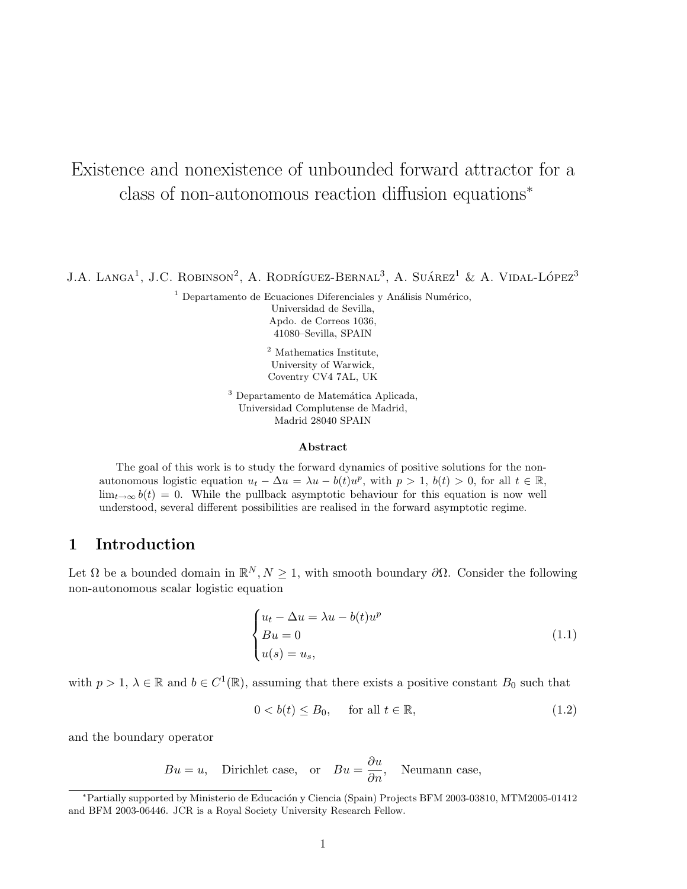# Existence and nonexistence of unbounded forward attractor for a class of non-autonomous reaction diffusion equations*

J.A. Langa[1], J.C. Robinson[2], A. Rodríguez-Bernal[3], A. Suárez[1] & A. Vidal-López[3]

[1] Departamento de Ecuaciones Diferenciales y Análisis Numérico,
Universidad de Sevilla,
Apdo. de Correos 1036,
41080–Sevilla, SPAIN

[2] Mathematics Institute,
University of Warwick,
Coventry CV4 7AL, UK

[3] Departamento de Matemática Aplicada,
Universidad Complutense de Madrid,
Madrid 28040 SPAIN

### Abstract

The goal of this work is to study the forward dynamics of positive solutions for the non-autonomous logistic equation $u_t - \Delta u = \lambda u - b(t)u^p$, with $p > 1$, $b(t) > 0$, for all $t \in \mathbb{R}$, $\lim_{t\to\infty} b(t) = 0$. While the pullback asymptotic behaviour for this equation is now well understood, several different possibilities are realised in the forward asymptotic regime.

## 1 Introduction

Let $\Omega$ be a bounded domain in $\mathbb{R}^N, N \geq 1$, with smooth boundary $\partial\Omega$. Consider the following non-autonomous scalar logistic equation

$$\begin{cases} u_t - \Delta u = \lambda u - b(t)u^p \\ Bu = 0 \\ u(s) = u_s, \end{cases} \tag{1.1}$$

with $p > 1$, $\lambda \in \mathbb{R}$ and $b \in C^1(\mathbb{R})$, assuming that there exists a positive constant $B_0$ such that

$$0 < b(t) \leq B_0, \quad \text{for all } t \in \mathbb{R}, \tag{1.2}$$

and the boundary operator

$$Bu = u, \quad \text{Dirichlet case, or} \quad Bu = \frac{\partial u}{\partial n}, \quad \text{Neumann case,}$$

*Partially supported by Ministerio de Educación y Ciencia (Spain) Projects BFM 2003-03810, MTM2005-01412 and BFM 2003-06446. JCR is a Royal Society University Research Fellow.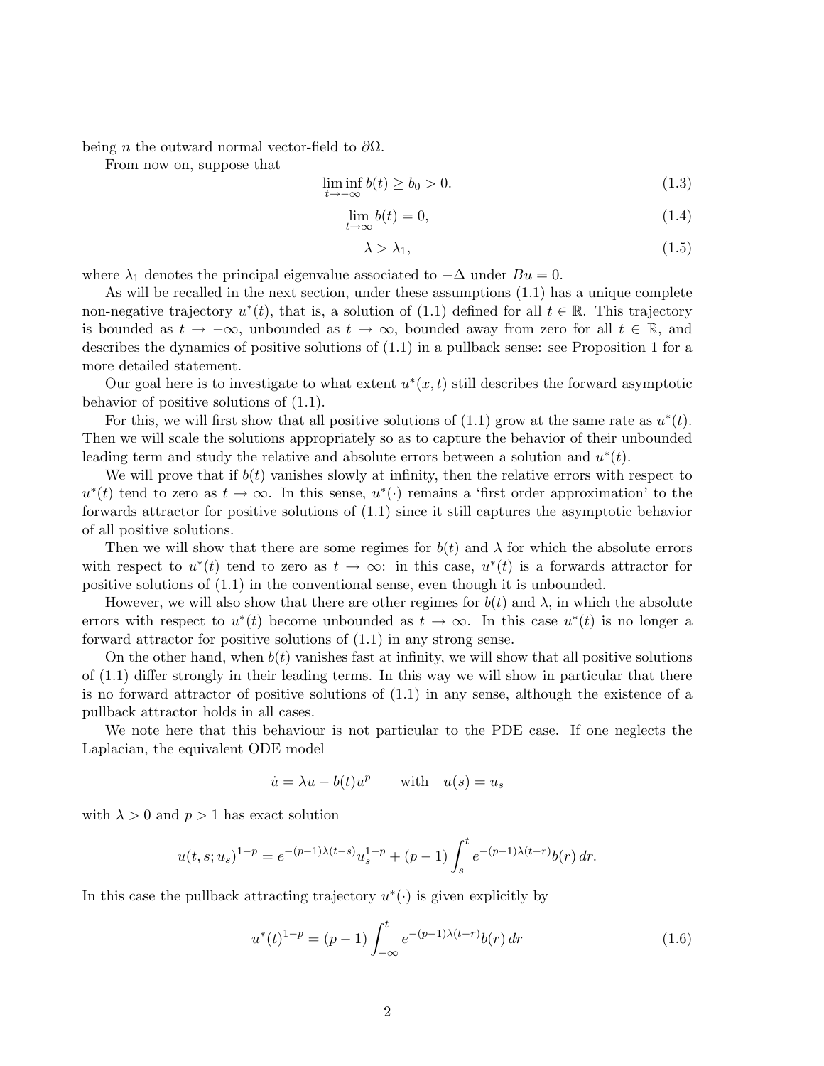being $n$ the outward normal vector-field to $\partial\Omega$.

From now on, suppose that

$$\liminf_{t\to-\infty} b(t) \geq b_0 > 0. \tag{1.3}$$

$$\lim_{t\to\infty} b(t) = 0, \tag{1.4}$$

$$\lambda > \lambda_1, \tag{1.5}$$

where $\lambda_1$ denotes the principal eigenvalue associated to $-\Delta$ under $Bu = 0$.

As will be recalled in the next section, under these assumptions (1.1) has a unique complete non-negative trajectory $u^*(t)$, that is, a solution of (1.1) defined for all $t \in \mathbb{R}$. This trajectory is bounded as $t \to -\infty$, unbounded as $t \to \infty$, bounded away from zero for all $t \in \mathbb{R}$, and describes the dynamics of positive solutions of (1.1) in a pullback sense: see Proposition 1 for a more detailed statement.

Our goal here is to investigate to what extent $u^*(x,t)$ still describes the forward asymptotic behavior of positive solutions of (1.1).

For this, we will first show that all positive solutions of (1.1) grow at the same rate as $u^*(t)$. Then we will scale the solutions appropriately so as to capture the behavior of their unbounded leading term and study the relative and absolute errors between a solution and $u^*(t)$.

We will prove that if $b(t)$ vanishes slowly at infinity, then the relative errors with respect to $u^*(t)$ tend to zero as $t \to \infty$. In this sense, $u^*(\cdot)$ remains a 'first order approximation' to the forwards attractor for positive solutions of (1.1) since it still captures the asymptotic behavior of all positive solutions.

Then we will show that there are some regimes for $b(t)$ and $\lambda$ for which the absolute errors with respect to $u^*(t)$ tend to zero as $t \to \infty$: in this case, $u^*(t)$ is a forwards attractor for positive solutions of (1.1) in the conventional sense, even though it is unbounded.

However, we will also show that there are other regimes for $b(t)$ and $\lambda$, in which the absolute errors with respect to $u^*(t)$ become unbounded as $t \to \infty$. In this case $u^*(t)$ is no longer a forward attractor for positive solutions of (1.1) in any strong sense.

On the other hand, when $b(t)$ vanishes fast at infinity, we will show that all positive solutions of (1.1) differ strongly in their leading terms. In this way we will show in particular that there is no forward attractor of positive solutions of (1.1) in any sense, although the existence of a pullback attractor holds in all cases.

We note here that this behaviour is not particular to the PDE case. If one neglects the Laplacian, the equivalent ODE model

$$\dot{u} = \lambda u - b(t)u^p \qquad \text{with} \quad u(s) = u_s$$

with $\lambda > 0$ and $p > 1$ has exact solution

$$u(t,s;u_s)^{1-p} = e^{-(p-1)\lambda(t-s)}u_s^{1-p} + (p-1)\int_s^t e^{-(p-1)\lambda(t-r)}b(r)\,dr.$$

In this case the pullback attracting trajectory $u^*(\cdot)$ is given explicitly by

$$u^*(t)^{1-p} = (p-1)\int_{-\infty}^t e^{-(p-1)\lambda(t-r)}b(r)\,dr \tag{1.6}$$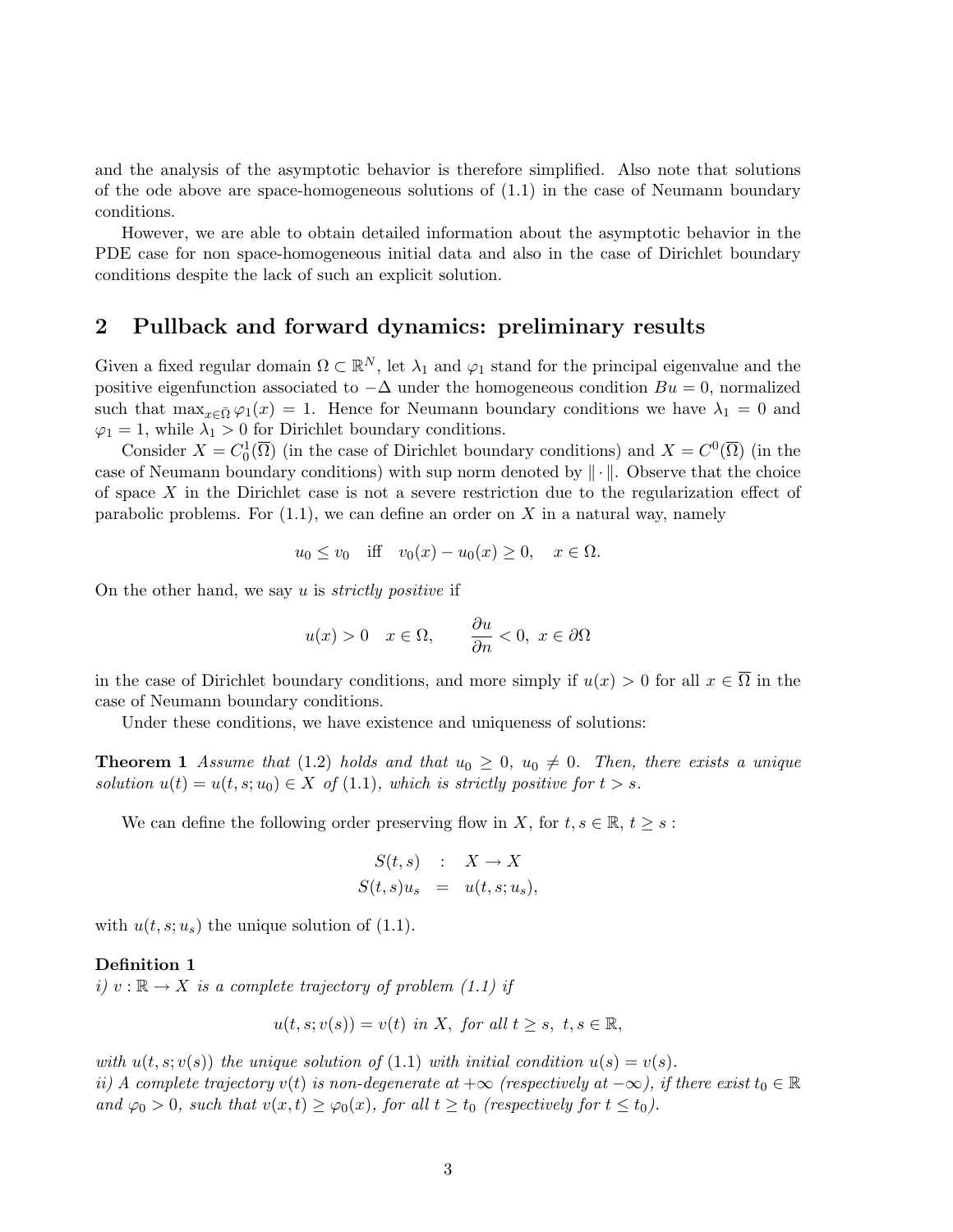and the analysis of the asymptotic behavior is therefore simplified. Also note that solutions of the ode above are space-homogeneous solutions of (1.1) in the case of Neumann boundary conditions.

However, we are able to obtain detailed information about the asymptotic behavior in the PDE case for non space-homogeneous initial data and also in the case of Dirichlet boundary conditions despite the lack of such an explicit solution.

## 2 Pullback and forward dynamics: preliminary results

Given a fixed regular domain $\Omega \subset \mathbb{R}^N$, let $\lambda_1$ and $\varphi_1$ stand for the principal eigenvalue and the positive eigenfunction associated to $-\Delta$ under the homogeneous condition $Bu = 0$, normalized such that $\max_{x \in \bar{\Omega}} \varphi_1(x) = 1$. Hence for Neumann boundary conditions we have $\lambda_1 = 0$ and $\varphi_1 = 1$, while $\lambda_1 > 0$ for Dirichlet boundary conditions.

Consider $X = C^1_0(\overline{\Omega})$ (in the case of Dirichlet boundary conditions) and $X = C^0(\overline{\Omega})$ (in the case of Neumann boundary conditions) with sup norm denoted by $\|\cdot\|$. Observe that the choice of space $X$ in the Dirichlet case is not a severe restriction due to the regularization effect of parabolic problems. For (1.1), we can define an order on $X$ in a natural way, namely

$$u_0 \leq v_0 \quad \text{iff} \quad v_0(x) - u_0(x) \geq 0, \quad x \in \Omega.$$

On the other hand, we say $u$ is *strictly positive* if

$$u(x) > 0 \quad x \in \Omega, \qquad \frac{\partial u}{\partial n} < 0, \; x \in \partial\Omega$$

in the case of Dirichlet boundary conditions, and more simply if $u(x) > 0$ for all $x \in \overline{\Omega}$ in the case of Neumann boundary conditions.

Under these conditions, we have existence and uniqueness of solutions:

**Theorem 1** *Assume that* (1.2) *holds and that* $u_0 \geq 0$, $u_0 \neq 0$. *Then, there exists a unique solution* $u(t) = u(t, s; u_0) \in X$ *of* (1.1)*, which is strictly positive for* $t > s$.

We can define the following order preserving flow in $X$, for $t, s \in \mathbb{R}$, $t \geq s$ :

$$\begin{aligned} S(t,s) &: X \to X \\ S(t,s)u_s &= u(t,s;u_s), \end{aligned}$$

with $u(t, s; u_s)$ the unique solution of (1.1).

**Definition 1**
*i)* $v : \mathbb{R} \to X$ *is a complete trajectory of problem (1.1) if*

$$u(t, s; v(s)) = v(t) \text{ in } X, \text{ for all } t \geq s, \; t, s \in \mathbb{R},$$

*with* $u(t, s; v(s))$ *the unique solution of* (1.1) *with initial condition* $u(s) = v(s)$.
*ii) A complete trajectory* $v(t)$ *is non-degenerate at* $+\infty$ *(respectively at* $-\infty$*), if there exist* $t_0 \in \mathbb{R}$ *and* $\varphi_0 > 0$*, such that* $v(x, t) \geq \varphi_0(x)$*, for all* $t \geq t_0$ *(respectively for* $t \leq t_0$*).*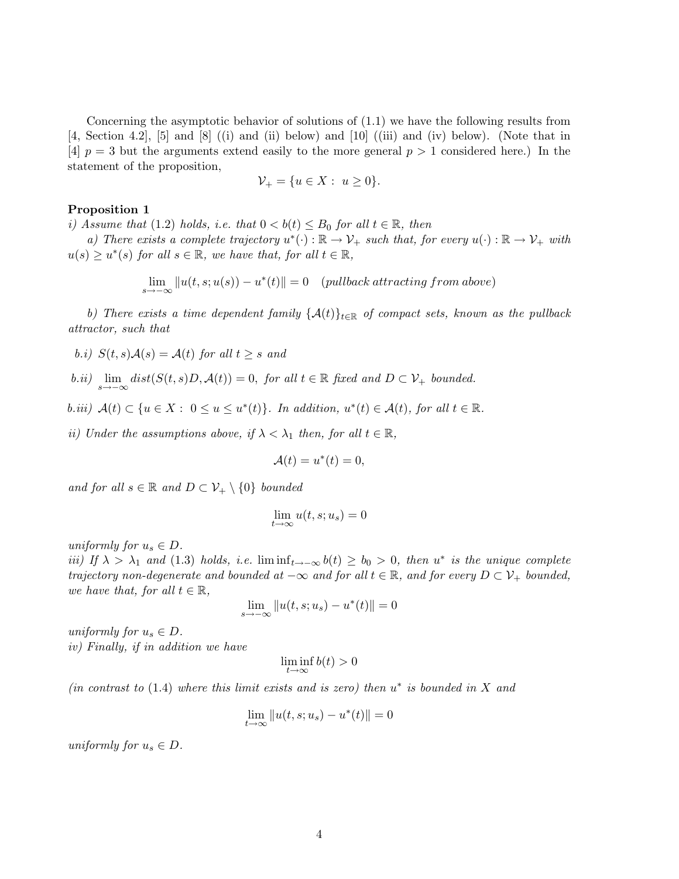Concerning the asymptotic behavior of solutions of (1.1) we have the following results from [4, Section 4.2], [5] and [8] ((i) and (ii) below) and [10] ((iii) and (iv) below). (Note that in [4] $p = 3$ but the arguments extend easily to the more general $p > 1$ considered here.) In the statement of the proposition,

$$\mathcal{V}_+ = \{u \in X : \ u \geq 0\}.$$

**Proposition 1**

*i) Assume that (1.2) holds, i.e. that $0 < b(t) \leq B_0$ for all $t \in \mathbb{R}$, then*

*a) There exists a complete trajectory $u^*(\cdot) : \mathbb{R} \to \mathcal{V}_+$ such that, for every $u(\cdot) : \mathbb{R} \to \mathcal{V}_+$ with $u(s) \geq u^*(s)$ for all $s \in \mathbb{R}$, we have that, for $t \in \mathbb{R}$,*

$$\lim_{s\to-\infty} \|u(t, s; u(s)) - u^*(t)\| = 0 \quad (\textit{pullback attracting from above})$$

*b) There exists a time dependent family $\{\mathcal{A}(t)\}_{t\in\mathbb{R}}$ of compact sets, known as the pullback attractor, such that*

*b.i) $S(t, s)\mathcal{A}(s) = \mathcal{A}(t)$ for all $t \geq s$ and*

*b.ii) $\lim_{s\to-\infty} dist(S(t, s)D, \mathcal{A}(t)) = 0$, for all $t \in \mathbb{R}$ fixed and $D \subset \mathcal{V}_+$ bounded.*

*b.iii) $\mathcal{A}(t) \subset \{u \in X : \ 0 \leq u \leq u^*(t)\}$. In addition, $u^*(t) \in \mathcal{A}(t)$, for all $t \in \mathbb{R}$.*

*ii) Under the assumptions above, if $\lambda < \lambda_1$ then, for all $t \in \mathbb{R}$,*

$$\mathcal{A}(t) = u^*(t) = 0,$$

*and for all $s \in \mathbb{R}$ and $D \subset \mathcal{V}_+ \setminus \{0\}$ bounded*

$$\lim_{t\to\infty} u(t, s; u_s) = 0$$

*uniformly for $u_s \in D$.*

*iii) If $\lambda > \lambda_1$ and (1.3) holds, i.e. $\liminf_{t\to-\infty} b(t) \geq b_0 > 0$, then $u^*$ is the unique complete trajectory non-degenerate and bounded at $-\infty$ and for all $t \in \mathbb{R}$, and for every $D \subset \mathcal{V}_+$ bounded, we have that, for all $t \in \mathbb{R}$,*

$$\lim_{s\to-\infty} \|u(t, s; u_s) - u^*(t)\| = 0$$

*uniformly for $u_s \in D$.*

*iv) Finally, if in addition we have*

$$\liminf_{t\to\infty} b(t) > 0$$

*(in contrast to (1.4) where this limit exists and is zero) then $u^*$ is bounded in $X$ and*

$$\lim_{t\to\infty} \|u(t, s; u_s) - u^*(t)\| = 0$$

*uniformly for $u_s \in D$.*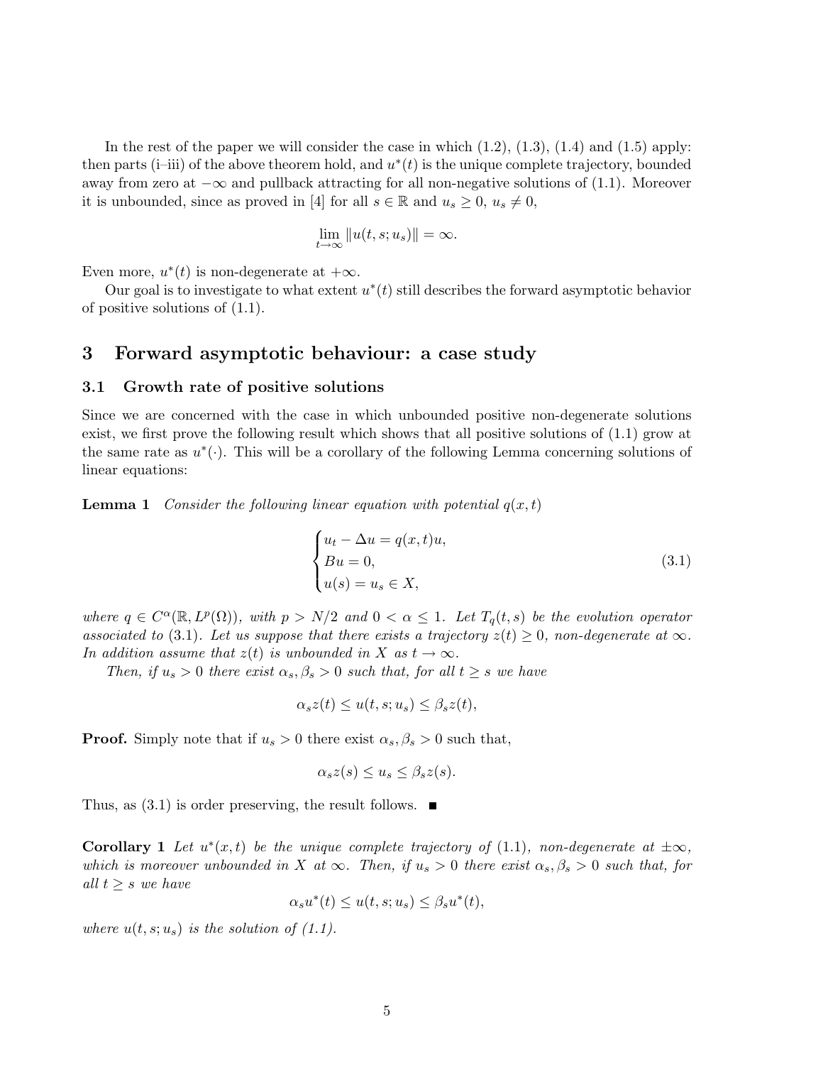In the rest of the paper we will consider the case in which (1.2), (1.3), (1.4) and (1.5) apply: then parts (i–iii) of the above theorem hold, and $u^*(t)$ is the unique complete trajectory, bounded away from zero at $-\infty$ and pullback attracting for all non-negative solutions of (1.1). Moreover it is unbounded, since as proved in [4] for all $s \in \mathbb{R}$ and $u_s \geq 0$, $u_s \neq 0$,

$$\lim_{t\to\infty} \|u(t, s; u_s)\| = \infty.$$

Even more, $u^*(t)$ is non-degenerate at $+\infty$.

Our goal is to investigate to what extent $u^*(t)$ still describes the forward asymptotic behavior of positive solutions of (1.1).

## 3 Forward asymptotic behaviour: a case study

### 3.1 Growth rate of positive solutions

Since we are concerned with the case in which unbounded positive non-degenerate solutions exist, we first prove the following result which shows that all positive solutions of (1.1) grow at the same rate as $u^*(\cdot)$. This will be a corollary of the following Lemma concerning solutions of linear equations:

**Lemma 1** *Consider the following linear equation with potential $q(x,t)$*

$$\begin{cases} u_t - \Delta u = q(x,t)u, \\ Bu = 0, \\ u(s) = u_s \in X, \end{cases} \tag{3.1}$$

*where $q \in C^\alpha(\mathbb{R}, L^p(\Omega))$, with $p > N/2$ and $0 < \alpha \leq 1$. Let $T_q(t,s)$ be the evolution operator associated to (3.1). Let us suppose that there exists a trajectory $z(t) \geq 0$, non-degenerate at $\infty$. In addition assume that $z(t)$ is unbounded in $X$ as $t \to \infty$.*

*Then, if $u_s > 0$ there exist $\alpha_s, \beta_s > 0$ such that, for all $t \geq s$ we have*

$$\alpha_s z(t) \leq u(t, s; u_s) \leq \beta_s z(t),$$

**Proof.** Simply note that if $u_s > 0$ there exist $\alpha_s, \beta_s > 0$ such that,

$$\alpha_s z(s) \leq u_s \leq \beta_s z(s).$$

Thus, as (3.1) is order preserving, the result follows. ■

**Corollary 1** *Let $u^*(x,t)$ be the unique complete trajectory of (1.1), non-degenerate at $\pm\infty$, which is moreover unbounded in $X$ at $\infty$. Then, if $u_s > 0$ there exist $\alpha_s, \beta_s > 0$ such that, for all $t \geq s$ we have*

$$\alpha_s u^*(t) \leq u(t, s; u_s) \leq \beta_s u^*(t),$$

*where $u(t, s; u_s)$ is the solution of (1.1).*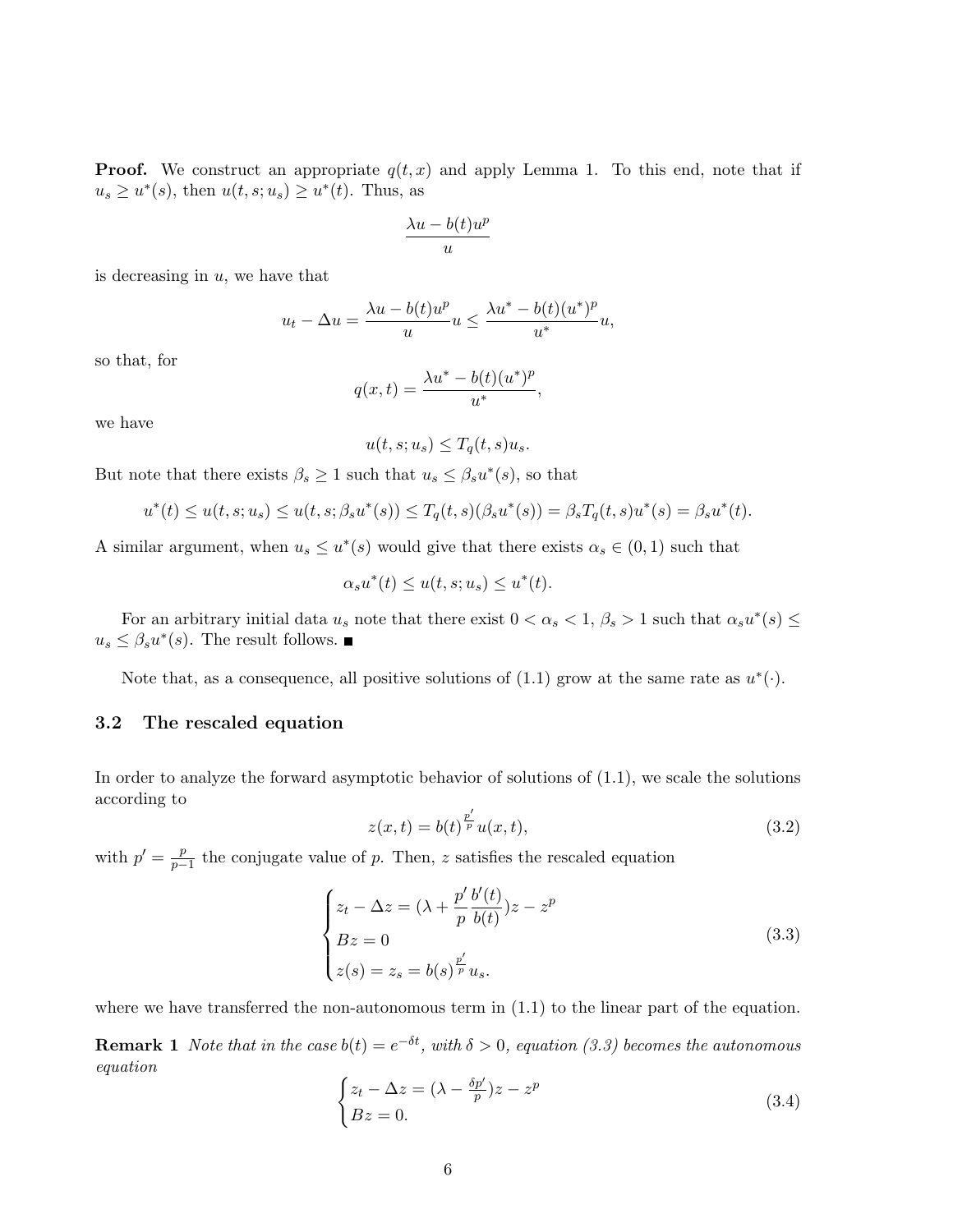**Proof.** We construct an appropriate $q(t,x)$ and apply Lemma 1. To this end, note that if $u_s \geq u^*(s)$, then $u(t,s;u_s) \geq u^*(t)$. Thus, as

$$\frac{\lambda u - b(t)u^p}{u}$$

is decreasing in $u$, we have that

$$u_t - \Delta u = \frac{\lambda u - b(t)u^p}{u} u \leq \frac{\lambda u^* - b(t)(u^*)^p}{u^*} u,$$

so that, for

$$q(x,t) = \frac{\lambda u^* - b(t)(u^*)^p}{u^*},$$

we have

$$u(t,s;u_s) \leq T_q(t,s)u_s.$$

But note that there exists $\beta_s \geq 1$ such that $u_s \leq \beta_s u^*(s)$, so that

$$u^*(t) \leq u(t,s;u_s) \leq u(t,s;\beta_s u^*(s)) \leq T_q(t,s)(\beta_s u^*(s)) = \beta_s T_q(t,s)u^*(s) = \beta_s u^*(t).$$

A similar argument, when $u_s \leq u^*(s)$ would give that there exists $\alpha_s \in (0,1)$ such that

$$\alpha_s u^*(t) \leq u(t,s;u_s) \leq u^*(t).$$

For an arbitrary initial data $u_s$ note that there exist $0 < \alpha_s < 1$, $\beta_s > 1$ such that $\alpha_s u^*(s) \leq u_s \leq \beta_s u^*(s)$. The result follows. ■

Note that, as a consequence, all positive solutions of (1.1) grow at the same rate as $u^*(\cdot)$.

### 3.2 The rescaled equation

In order to analyze the forward asymptotic behavior of solutions of (1.1), we scale the solutions according to

$$z(x,t) = b(t)^{\frac{p'}{p}} u(x,t), \tag{3.2}$$

with $p' = \frac{p}{p-1}$ the conjugate value of $p$. Then, $z$ satisfies the rescaled equation

$$\begin{cases} z_t - \Delta z = (\lambda + \dfrac{p'}{p}\dfrac{b'(t)}{b(t)})z - z^p \\ Bz = 0 \\ z(s) = z_s = b(s)^{\frac{p'}{p}} u_s. \end{cases} \tag{3.3}$$

where we have transferred the non-autonomous term in (1.1) to the linear part of the equation.

**Remark 1** *Note that in the case $b(t) = e^{-\delta t}$, with $\delta > 0$, equation (3.3) becomes the autonomous equation*

$$\begin{cases} z_t - \Delta z = (\lambda - \frac{\delta p'}{p})z - z^p \\ Bz = 0. \end{cases} \tag{3.4}$$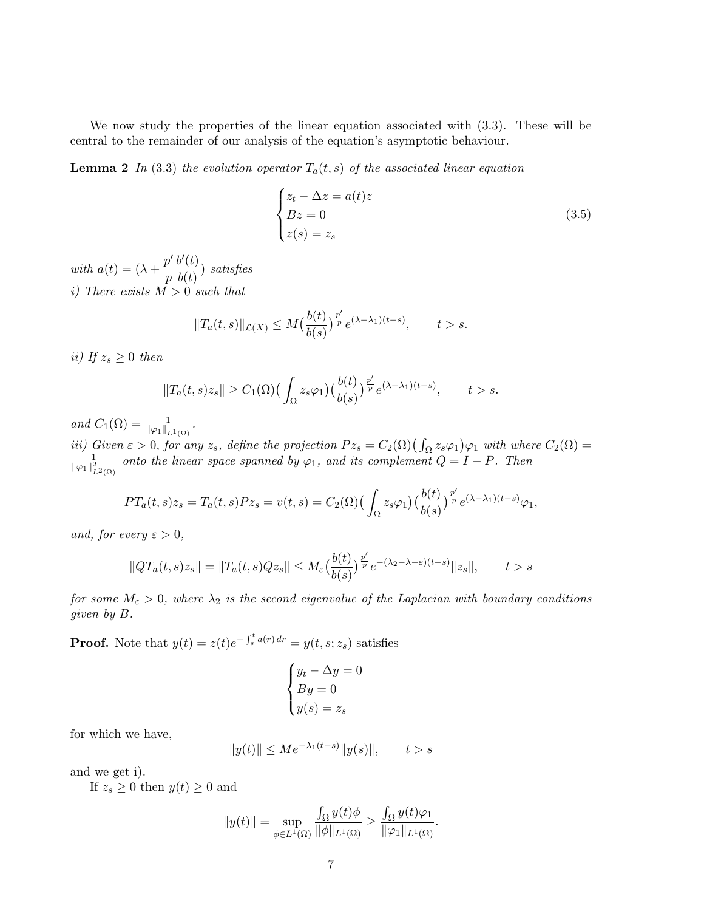We now study the properties of the linear equation associated with (3.3). These will be central to the remainder of our analysis of the equation's asymptotic behaviour.

**Lemma 2** *In (3.3) the evolution operator $T_a(t,s)$ of the associated linear equation*

$$
\begin{cases} z_t - \Delta z = a(t)z \\ Bz = 0 \\ z(s) = z_s \end{cases} \tag{3.5}
$$

*with $a(t) = (\lambda + \dfrac{p'}{p}\dfrac{b'(t)}{b(t)})$ satisfies*

*i) There exists $M > 0$ such that*

$$
\|T_a(t,s)\|_{\mathcal{L}(X)} \leq M\big(\frac{b(t)}{b(s)}\big)^{\frac{p'}{p}} e^{(\lambda-\lambda_1)(t-s)}, \qquad t > s.
$$

*ii) If $z_s \geq 0$ then*

$$
\|T_a(t,s)z_s\| \geq C_1(\Omega)\big(\int_\Omega z_s\varphi_1\big)\big(\frac{b(t)}{b(s)}\big)^{\frac{p'}{p}} e^{(\lambda-\lambda_1)(t-s)}, \qquad t > s.
$$

*and $C_1(\Omega) = \frac{1}{\|\varphi_1\|_{L^1(\Omega)}}$.*

*iii) Given $\varepsilon > 0$, for any $z_s$, define the projection $Pz_s = C_2(\Omega)\big(\int_\Omega z_s\varphi_1\big)\varphi_1$ with where $C_2(\Omega) = \frac{1}{\|\varphi_1\|^2_{L^2(\Omega)}}$ onto the linear space spanned by $\varphi_1$, and its complement $Q = I - P$. Then*

$$
PT_a(t,s)z_s = T_a(t,s)Pz_s = v(t,s) = C_2(\Omega)\big(\int_\Omega z_s\varphi_1\big)\big(\frac{b(t)}{b(s)}\big)^{\frac{p'}{p}} e^{(\lambda-\lambda_1)(t-s)}\varphi_1,
$$

*and, for every $\varepsilon > 0$,*

$$
\|QT_a(t,s)z_s\| = \|T_a(t,s)Qz_s\| \leq M_\varepsilon\big(\frac{b(t)}{b(s)}\big)^{\frac{p'}{p}} e^{-(\lambda_2-\lambda-\varepsilon)(t-s)}\|z_s\|, \qquad t > s
$$

*for some $M_\varepsilon > 0$, where $\lambda_2$ is the second eigenvalue of the Laplacian with boundary conditions given by $B$.*

**Proof.** Note that $y(t) = z(t)e^{-\int_s^t a(r)\,dr} = y(t,s;z_s)$ satisfies

$$
\begin{cases} y_t - \Delta y = 0 \\ By = 0 \\ y(s) = z_s \end{cases}
$$

for which we have,

$$
\|y(t)\| \leq Me^{-\lambda_1(t-s)}\|y(s)\|, \qquad t > s
$$

and we get i).

If $z_s \geq 0$ then $y(t) \geq 0$ and

$$
\|y(t)\| = \sup_{\phi\in L^1(\Omega)} \frac{\int_\Omega y(t)\phi}{\|\phi\|_{L^1(\Omega)}} \geq \frac{\int_\Omega y(t)\varphi_1}{\|\varphi_1\|_{L^1(\Omega)}}.
$$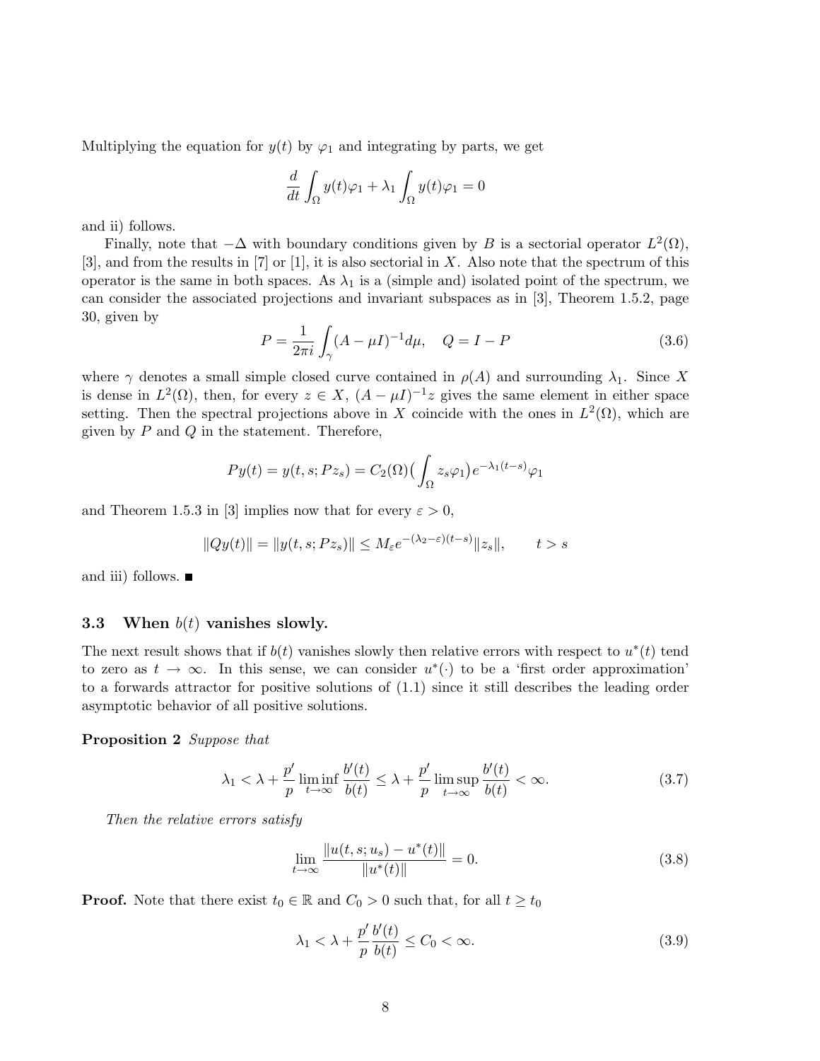Multiplying the equation for $y(t)$ by $\varphi_1$ and integrating by parts, we get

$$\frac{d}{dt}\int_\Omega y(t)\varphi_1 + \lambda_1 \int_\Omega y(t)\varphi_1 = 0$$

and ii) follows.

Finally, note that $-\Delta$ with boundary conditions given by $B$ is a sectorial operator $L^2(\Omega)$, [3], and from the results in [7] or [1], it is also sectorial in $X$. Also note that the spectrum of this operator is the same in both spaces. As $\lambda_1$ is a (simple and) isolated point of the spectrum, we can consider the associated projections and invariant subspaces as in [3], Theorem 1.5.2, page 30, given by

$$P = \frac{1}{2\pi i}\int_\gamma (A-\mu I)^{-1} d\mu, \quad Q = I - P \tag{3.6}$$

where $\gamma$ denotes a small simple closed curve contained in $\rho(A)$ and surrounding $\lambda_1$. Since $X$ is dense in $L^2(\Omega)$, then, for every $z \in X$, $(A-\mu I)^{-1}z$ gives the same element in either space setting. Then the spectral projections above in $X$ coincide with the ones in $L^2(\Omega)$, which are given by $P$ and $Q$ in the statement. Therefore,

$$Py(t) = y(t,s;Pz_s) = C_2(\Omega)\big(\int_\Omega z_s\varphi_1\big)e^{-\lambda_1(t-s)}\varphi_1$$

and Theorem 1.5.3 in [3] implies now that for every $\varepsilon > 0$,

$$\|Qy(t)\| = \|y(t,s;Pz_s)\| \le M_\varepsilon e^{-(\lambda_2-\varepsilon)(t-s)}\|z_s\|, \qquad t > s$$

and iii) follows. ■

### 3.3 When $b(t)$ vanishes slowly.

The next result shows that if $b(t)$ vanishes slowly then relative errors with respect to $u^*(t)$ tend to zero as $t \to \infty$. In this sense, we can consider $u^*(\cdot)$ to be a 'first order approximation' to a forwards attractor for positive solutions of (1.1) since it still describes the leading order asymptotic behavior of all positive solutions.

**Proposition 2** *Suppose that*

$$\lambda_1 < \lambda + \frac{p'}{p}\liminf_{t\to\infty}\frac{b'(t)}{b(t)} \le \lambda + \frac{p'}{p}\limsup_{t\to\infty}\frac{b'(t)}{b(t)} < \infty. \tag{3.7}$$

*Then the relative errors satisfy*

$$\lim_{t\to\infty}\frac{\|u(t,s;u_s) - u^*(t)\|}{\|u^*(t)\|} = 0. \tag{3.8}$$

**Proof.** Note that there exist $t_0 \in \mathbb{R}$ and $C_0 > 0$ such that, for all $t \ge t_0$

$$\lambda_1 < \lambda + \frac{p'}{p}\frac{b'(t)}{b(t)} \le C_0 < \infty. \tag{3.9}$$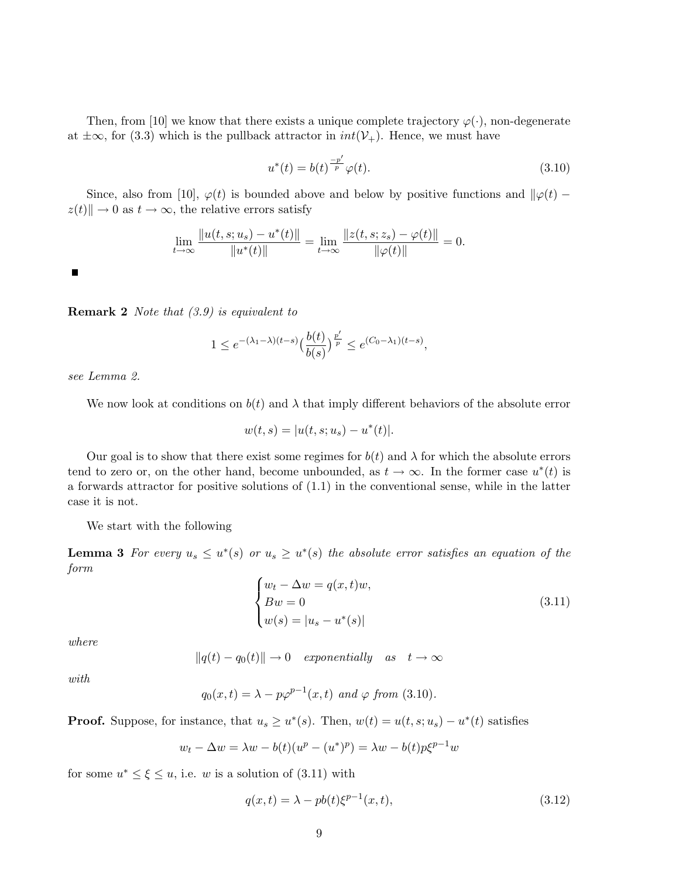Then, from [10] we know that there exists a unique complete trajectory $\varphi(\cdot)$, non-degenerate at $\pm\infty$, for (3.3) which is the pullback attractor in $int(\mathcal{V}_+)$. Hence, we must have

$$u^*(t) = b(t)^{\frac{-p'}{p}} \varphi(t). \tag{3.10}$$

Since, also from [10], $\varphi(t)$ is bounded above and below by positive functions and $\|\varphi(t) - z(t)\| \to 0$ as $t \to \infty$, the relative errors satisfy

$$\lim_{t\to\infty} \frac{\|u(t,s;u_s) - u^*(t)\|}{\|u^*(t)\|} = \lim_{t\to\infty} \frac{\|z(t,s;z_s) - \varphi(t)\|}{\|\varphi(t)\|} = 0.$$

■

**Remark 2** *Note that (3.9) is equivalent to*

$$1 \leq e^{-(\lambda_1-\lambda)(t-s)} \big(\frac{b(t)}{b(s)}\big)^{\frac{p'}{p}} \leq e^{(C_0-\lambda_1)(t-s)},$$

*see Lemma 2.*

We now look at conditions on $b(t)$ and $\lambda$ that imply different behaviors of the absolute error

$$w(t,s) = |u(t,s;u_s) - u^*(t)|.$$

Our goal is to show that there exist some regimes for $b(t)$ and $\lambda$ for which the absolute errors tend to zero or, on the other hand, become unbounded, as $t \to \infty$. In the former case $u^*(t)$ is a forwards attractor for positive solutions of (1.1) in the conventional sense, while in the latter case it is not.

We start with the following

**Lemma 3** *For every $u_s \leq u^*(s)$ or $u_s \geq u^*(s)$ the absolute error satisfies an equation of the form*

$$\begin{cases} w_t - \Delta w = q(x,t)w, \\ Bw = 0 \\ w(s) = |u_s - u^*(s)| \end{cases} \tag{3.11}$$

*where*

$$\|q(t) - q_0(t)\| \to 0 \quad \textit{exponentially} \quad \textit{as} \quad t \to \infty$$

*with*

$$q_0(x,t) = \lambda - p\varphi^{p-1}(x,t) \ \textit{and} \ \varphi \ \textit{from (3.10)}.$$

**Proof.** Suppose, for instance, that $u_s \geq u^*(s)$. Then, $w(t) = u(t,s;u_s) - u^*(t)$ satisfies

$$w_t - \Delta w = \lambda w - b(t)(u^p - (u^*)^p) = \lambda w - b(t)p\xi^{p-1}w$$

for some $u^* \leq \xi \leq u$, i.e. $w$ is a solution of (3.11) with

$$q(x,t) = \lambda - pb(t)\xi^{p-1}(x,t), \tag{3.12}$$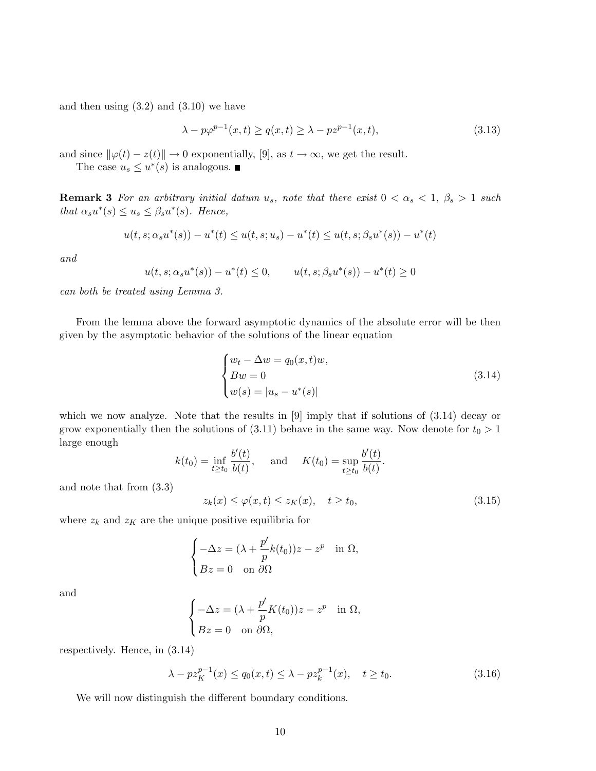and then using (3.2) and (3.10) we have

$$\lambda - p\varphi^{p-1}(x,t) \geq q(x,t) \geq \lambda - pz^{p-1}(x,t), \tag{3.13}$$

and since $\|\varphi(t) - z(t)\| \to 0$ exponentially, [9], as $t \to \infty$, we get the result.

The case $u_s \leq u^*(s)$ is analogous. ■

**Remark 3** *For an arbitrary initial datum $u_s$, note that there exist $0 < \alpha_s < 1$, $\beta_s > 1$ such that $\alpha_s u^*(s) \leq u_s \leq \beta_s u^*(s)$. Hence,*

$$u(t,s;\alpha_s u^*(s)) - u^*(t) \leq u(t,s;u_s) - u^*(t) \leq u(t,s;\beta_s u^*(s)) - u^*(t)$$

*and*

$$u(t,s;\alpha_s u^*(s)) - u^*(t) \leq 0, \qquad u(t,s;\beta_s u^*(s)) - u^*(t) \geq 0$$

*can both be treated using Lemma 3.*

From the lemma above the forward asymptotic dynamics of the absolute error will be then given by the asymptotic behavior of the solutions of the linear equation

$$\begin{cases} w_t - \Delta w = q_0(x,t)w, \\ Bw = 0 \\ w(s) = |u_s - u^*(s)| \end{cases} \tag{3.14}$$

which we now analyze. Note that the results in [9] imply that if solutions of (3.14) decay or grow exponentially then the solutions of (3.11) behave in the same way. Now denote for $t_0 > 1$ large enough

$$k(t_0) = \inf_{t \geq t_0} \frac{b'(t)}{b(t)}, \quad \text{and} \quad K(t_0) = \sup_{t \geq t_0} \frac{b'(t)}{b(t)}.$$

and note that from (3.3)

$$z_k(x) \leq \varphi(x,t) \leq z_K(x), \quad t \geq t_0, \tag{3.15}$$

where $z_k$ and $z_K$ are the unique positive equilibria for

$$\begin{cases} -\Delta z = (\lambda + \frac{p'}{p}k(t_0))z - z^p & \text{in } \Omega, \\ Bz = 0 & \text{on } \partial\Omega \end{cases}$$

and

$$\begin{cases} -\Delta z = (\lambda + \frac{p'}{p}K(t_0))z - z^p & \text{in } \Omega, \\ Bz = 0 & \text{on } \partial\Omega, \end{cases}$$

respectively. Hence, in (3.14)

$$\lambda - pz_K^{p-1}(x) \leq q_0(x,t) \leq \lambda - pz_k^{p-1}(x), \quad t \geq t_0. \tag{3.16}$$

We will now distinguish the different boundary conditions.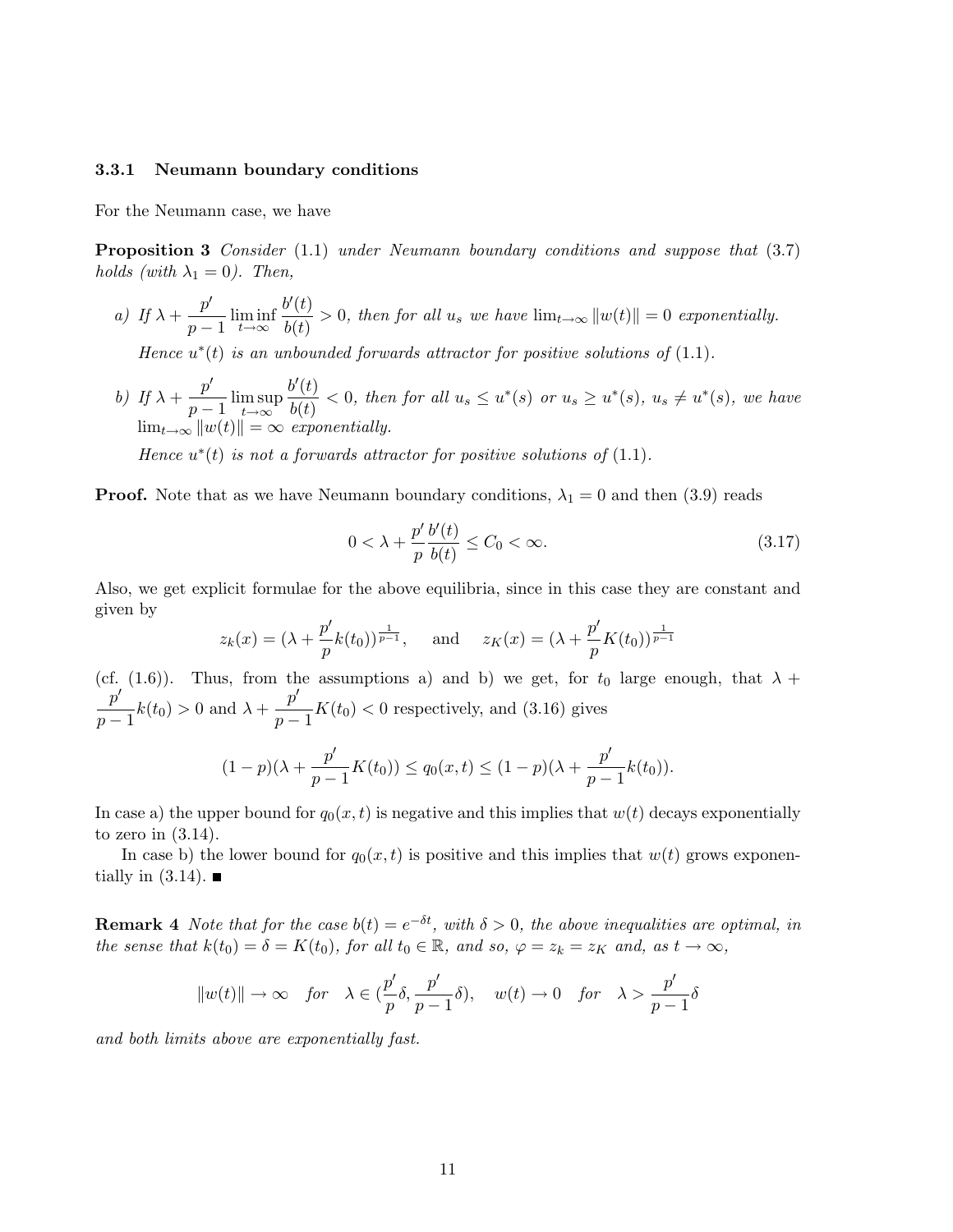### 3.3.1 Neumann boundary conditions

For the Neumann case, we have

**Proposition 3** *Consider* (1.1) *under Neumann boundary conditions and suppose that* (3.7) *holds (with $\lambda_1 = 0$). Then,*

*a) If $\lambda + \dfrac{p'}{p-1} \liminf_{t\to\infty} \dfrac{b'(t)}{b(t)} > 0$, then for all $u_s$ we have $\lim_{t\to\infty} \|w(t)\| = 0$ exponentially.*

*Hence $u^*(t)$ is an unbounded forwards attractor for positive solutions of* (1.1)*.*

*b) If $\lambda + \dfrac{p'}{p-1} \limsup_{t\to\infty} \dfrac{b'(t)}{b(t)} < 0$, then for all $u_s \le u^*(s)$ or $u_s \ge u^*(s)$, $u_s \ne u^*(s)$, we have $\lim_{t\to\infty} \|w(t)\| = \infty$ exponentially.*

*Hence $u^*(t)$ is not a forwards attractor for positive solutions of* (1.1)*.*

**Proof.** Note that as we have Neumann boundary conditions, $\lambda_1 = 0$ and then (3.9) reads

$$0 < \lambda + \frac{p'}{p}\frac{b'(t)}{b(t)} \le C_0 < \infty. \tag{3.17}$$

Also, we get explicit formulae for the above equilibria, since in this case they are constant and given by

$$z_k(x) = (\lambda + \frac{p'}{p}k(t_0))^{\frac{1}{p-1}}, \quad \text{and} \quad z_K(x) = (\lambda + \frac{p'}{p}K(t_0))^{\frac{1}{p-1}}$$

(cf. (1.6)). Thus, from the assumptions a) and b) we get, for $t_0$ large enough, that $\lambda + \dfrac{p'}{p-1}k(t_0) > 0$ and $\lambda + \dfrac{p'}{p-1}K(t_0) < 0$ respectively, and (3.16) gives

$$(1-p)(\lambda + \frac{p'}{p-1}K(t_0)) \le q_0(x,t) \le (1-p)(\lambda + \frac{p'}{p-1}k(t_0)).$$

In case a) the upper bound for $q_0(x,t)$ is negative and this implies that $w(t)$ decays exponentially to zero in (3.14).

In case b) the lower bound for $q_0(x,t)$ is positive and this implies that $w(t)$ grows exponentially in (3.14). ■

**Remark 4** *Note that for the case $b(t) = e^{-\delta t}$, with $\delta > 0$, the above inequalities are optimal, in the sense that $k(t_0) = \delta = K(t_0)$, for all $t_0 \in \mathbb{R}$, and so, $\varphi = z_k = z_K$ and, as $t \to \infty$,*

$$\|w(t)\| \to \infty \quad \text{for} \quad \lambda \in (\frac{p'}{p}\delta, \frac{p'}{p-1}\delta), \quad w(t) \to 0 \quad \text{for} \quad \lambda > \frac{p'}{p-1}\delta$$

*and both limits above are exponentially fast.*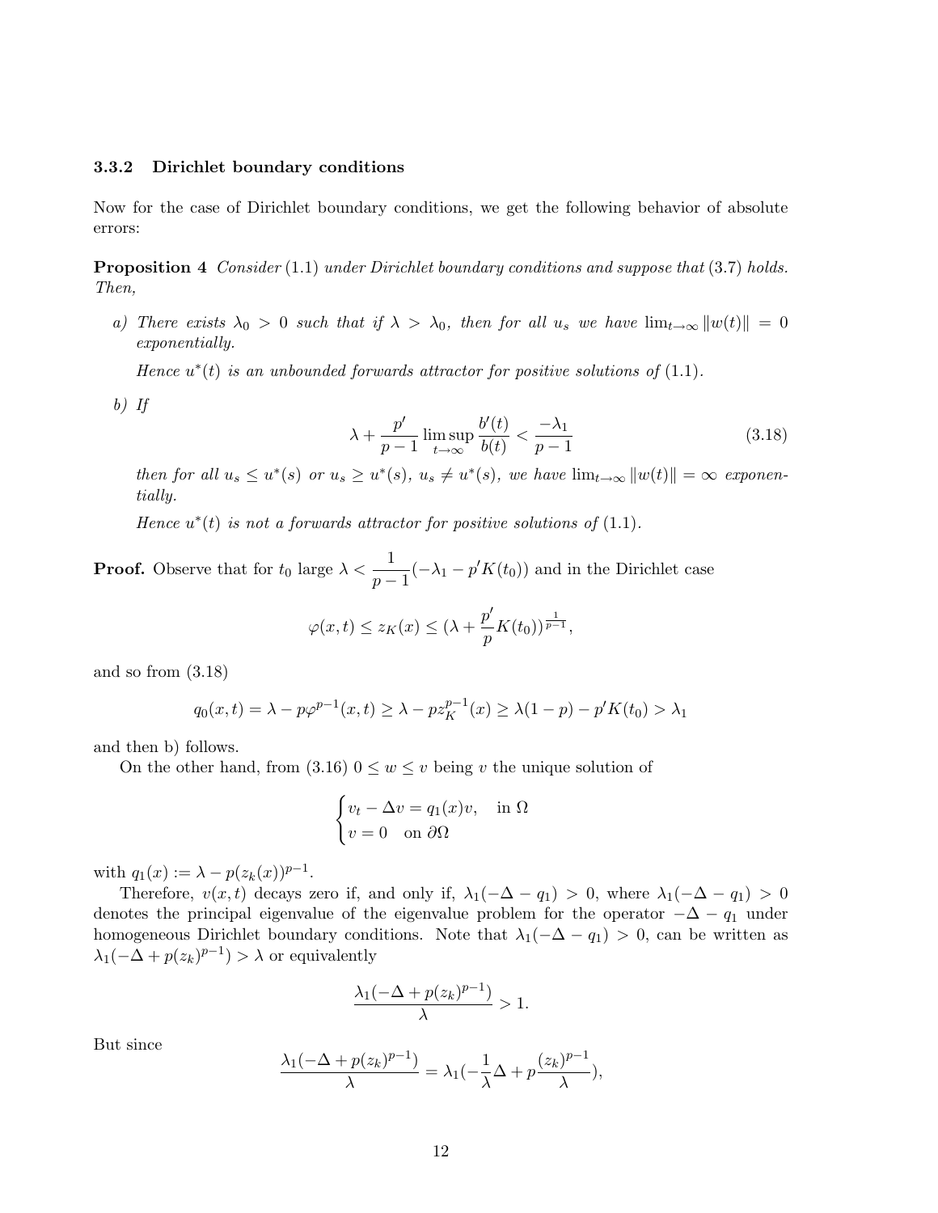### 3.3.2 Dirichlet boundary conditions

Now for the case of Dirichlet boundary conditions, we get the following behavior of absolute errors:

**Proposition 4** *Consider* (1.1) *under Dirichlet boundary conditions and suppose that* (3.7) *holds. Then,*

*a) There exists $\lambda_0 > 0$ such that if $\lambda > \lambda_0$, then for all $u_s$ we have $\lim_{t\to\infty} \|w(t)\| = 0$ exponentially.*

*Hence $u^*(t)$ is an unbounded forwards attractor for positive solutions of* (1.1).

*b) If*

$$\lambda + \frac{p'}{p-1} \limsup_{t\to\infty} \frac{b'(t)}{b(t)} < \frac{-\lambda_1}{p-1} \tag{3.18}$$

*then for all $u_s \leq u^*(s)$ or $u_s \geq u^*(s)$, $u_s \neq u^*(s)$, we have $\lim_{t\to\infty} \|w(t)\| = \infty$ exponentially.*

*Hence $u^*(t)$ is not a forwards attractor for positive solutions of* (1.1).

**Proof.** Observe that for $t_0$ large $\lambda < \dfrac{1}{p-1}(-\lambda_1 - p'K(t_0))$ and in the Dirichlet case

$$\varphi(x,t) \leq z_K(x) \leq (\lambda + \frac{p'}{p}K(t_0))^{\frac{1}{p-1}},$$

and so from (3.18)

$$q_0(x,t) = \lambda - p\varphi^{p-1}(x,t) \geq \lambda - pz_K^{p-1}(x) \geq \lambda(1-p) - p'K(t_0) > \lambda_1$$

and then b) follows.

On the other hand, from (3.16) $0 \leq w \leq v$ being $v$ the unique solution of

$$\begin{cases} v_t - \Delta v = q_1(x)v, & \text{in } \Omega \\ v = 0 \quad \text{on } \partial\Omega \end{cases}$$

with $q_1(x) := \lambda - p(z_k(x))^{p-1}$.

Therefore, $v(x,t)$ decays zero if, and only if, $\lambda_1(-\Delta - q_1) > 0$, where $\lambda_1(-\Delta - q_1) > 0$ denotes the principal eigenvalue of the eigenvalue problem for the operator $-\Delta - q_1$ under homogeneous Dirichlet boundary conditions. Note that $\lambda_1(-\Delta - q_1) > 0$, can be written as $\lambda_1(-\Delta + p(z_k)^{p-1}) > \lambda$ or equivalently

$$\frac{\lambda_1(-\Delta + p(z_k)^{p-1})}{\lambda} > 1.$$

But since

$$\frac{\lambda_1(-\Delta + p(z_k)^{p-1})}{\lambda} = \lambda_1(-\frac{1}{\lambda}\Delta + p\frac{(z_k)^{p-1}}{\lambda}),$$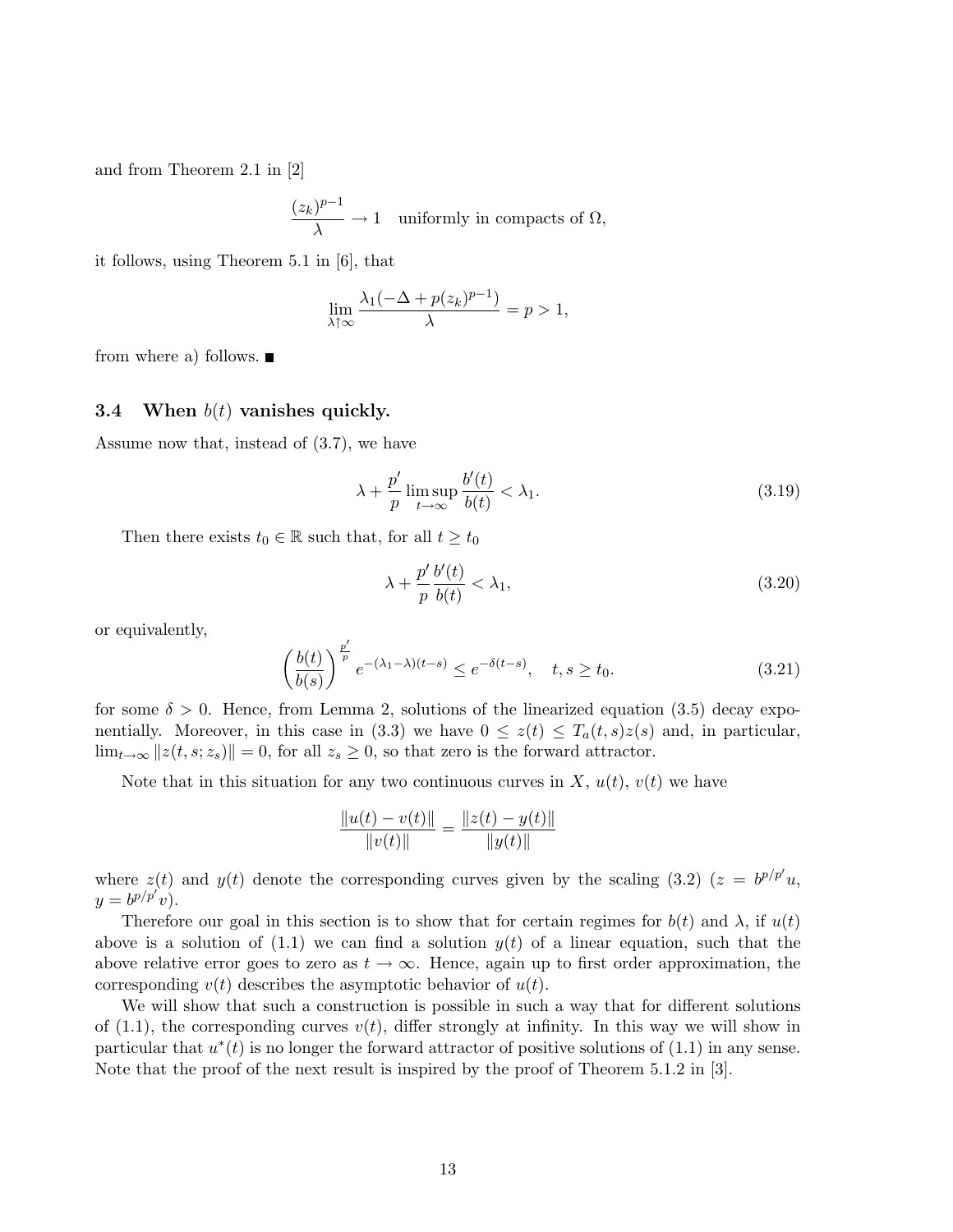and from Theorem 2.1 in [2]

$$\frac{(z_k)^{p-1}}{\lambda} \to 1 \quad \text{uniformly in compacts of } \Omega,$$

it follows, using Theorem 5.1 in [6], that

$$\lim_{\lambda \uparrow \infty} \frac{\lambda_1(-\Delta + p(z_k)^{p-1})}{\lambda} = p > 1,$$

from where a) follows. ■

### 3.4 When $b(t)$ vanishes quickly.

Assume now that, instead of (3.7), we have

$$\lambda + \frac{p'}{p} \limsup_{t \to \infty} \frac{b'(t)}{b(t)} < \lambda_1. \tag{3.19}$$

Then there exists $t_0 \in \mathbb{R}$ such that, for all $t \geq t_0$

$$\lambda + \frac{p'}{p} \frac{b'(t)}{b(t)} < \lambda_1, \tag{3.20}$$

or equivalently,

$$\left(\frac{b(t)}{b(s)}\right)^{\frac{p'}{p}} e^{-(\lambda_1 - \lambda)(t-s)} \leq e^{-\delta(t-s)}, \quad t, s \geq t_0. \tag{3.21}$$

for some $\delta > 0$. Hence, from Lemma 2, solutions of the linearized equation (3.5) decay exponentially. Moreover, in this case in (3.3) we have $0 \leq z(t) \leq T_a(t,s)z(s)$ and, in particular, $\lim_{t \to \infty} \|z(t,s;z_s)\| = 0$, for all $z_s \geq 0$, so that zero is the forward attractor.

Note that in this situation for any two continuous curves in $X$, $u(t)$, $v(t)$ we have

$$\frac{\|u(t) - v(t)\|}{\|v(t)\|} = \frac{\|z(t) - y(t)\|}{\|y(t)\|}$$

where $z(t)$ and $y(t)$ denote the corresponding curves given by the scaling (3.2) ($z = b^{p/p'}u$, $y = b^{p/p'}v$).

Therefore our goal in this section is to show that for certain regimes for $b(t)$ and $\lambda$, if $u(t)$ above is a solution of (1.1) we can find a solution $y(t)$ of a linear equation, such that the above relative error goes to zero as $t \to \infty$. Hence, again up to first order approximation, the corresponding $v(t)$ describes the asymptotic behavior of $u(t)$.

We will show that such a construction is possible in such a way that for different solutions of (1.1), the corresponding curves $v(t)$, differ strongly at infinity. In this way we will show in particular that $u^*(t)$ is no longer the forward attractor of positive solutions of (1.1) in any sense. Note that the proof of the next result is inspired by the proof of Theorem 5.1.2 in [3].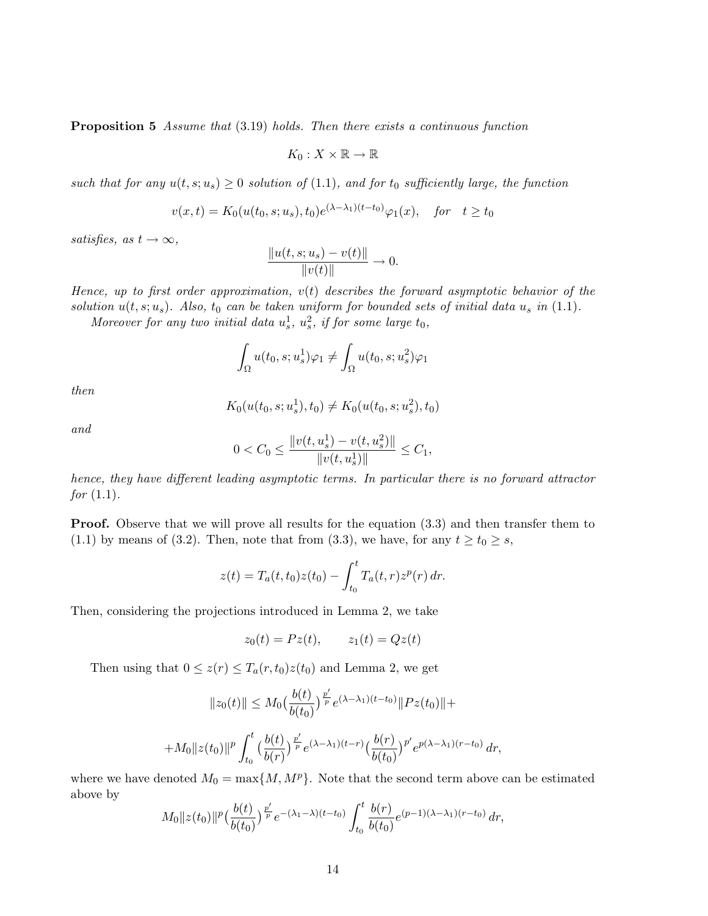**Proposition 5** *Assume that (3.19) holds. Then there exists a continuous function*

$$K_0 : X \times \mathbb{R} \to \mathbb{R}$$

*such that for any $u(t,s;u_s) \geq 0$ solution of (1.1), and for $t_0$ sufficiently large, the function*

$$v(x,t) = K_0(u(t_0,s;u_s),t_0)e^{(\lambda-\lambda_1)(t-t_0)}\varphi_1(x), \quad \textit{for} \quad t \geq t_0$$

*satisfies, as $t \to \infty$,*

$$\frac{\|u(t,s;u_s) - v(t)\|}{\|v(t)\|} \to 0.$$

*Hence, up to first order approximation, $v(t)$ describes the forward asymptotic behavior of the solution $u(t,s;u_s)$. Also, $t_0$ can be taken uniform for bounded sets of initial data $u_s$ in (1.1).*

*Moreover for any two initial data $u_s^1$, $u_s^2$, if for some large $t_0$,*

$$\int_\Omega u(t_0,s;u_s^1)\varphi_1 \neq \int_\Omega u(t_0,s;u_s^2)\varphi_1$$

*then*

$$K_0(u(t_0,s;u_s^1),t_0) \neq K_0(u(t_0,s;u_s^2),t_0)$$

*and*

$$0 < C_0 \leq \frac{\|v(t,u_s^1) - v(t,u_s^2)\|}{\|v(t,u_s^1)\|} \leq C_1,$$

*hence, they have different leading asymptotic terms. In particular there is no forward attractor for (1.1).*

**Proof.** Observe that we will prove all results for the equation (3.3) and then transfer them to (1.1) by means of (3.2). Then, note that from (3.3), we have, for any $t \geq t_0 \geq s$,

$$z(t) = T_a(t,t_0)z(t_0) - \int_{t_0}^t T_a(t,r)z^p(r)\,dr.$$

Then, considering the projections introduced in Lemma 2, we take

$$z_0(t) = Pz(t), \qquad z_1(t) = Qz(t)$$

Then using that $0 \leq z(r) \leq T_a(r,t_0)z(t_0)$ and Lemma 2, we get

$$\|z_0(t)\| \leq M_0\big(\frac{b(t)}{b(t_0)}\big)^{\frac{p'}{p}}e^{(\lambda-\lambda_1)(t-t_0)}\|Pz(t_0)\| +$$

$$+M_0\|z(t_0)\|^p\int_{t_0}^t\big(\frac{b(t)}{b(r)}\big)^{\frac{p'}{p}}e^{(\lambda-\lambda_1)(t-r)}\big(\frac{b(r)}{b(t_0)}\big)^{p'}e^{p(\lambda-\lambda_1)(r-t_0)}\,dr,$$

where we have denoted $M_0 = \max\{M, M^p\}$. Note that the second term above can be estimated above by

$$M_0\|z(t_0)\|^p\big(\frac{b(t)}{b(t_0)}\big)^{\frac{p'}{p}}e^{-(\lambda_1-\lambda)(t-t_0)}\int_{t_0}^t\frac{b(r)}{b(t_0)}e^{(p-1)(\lambda-\lambda_1)(r-t_0)}\,dr,$$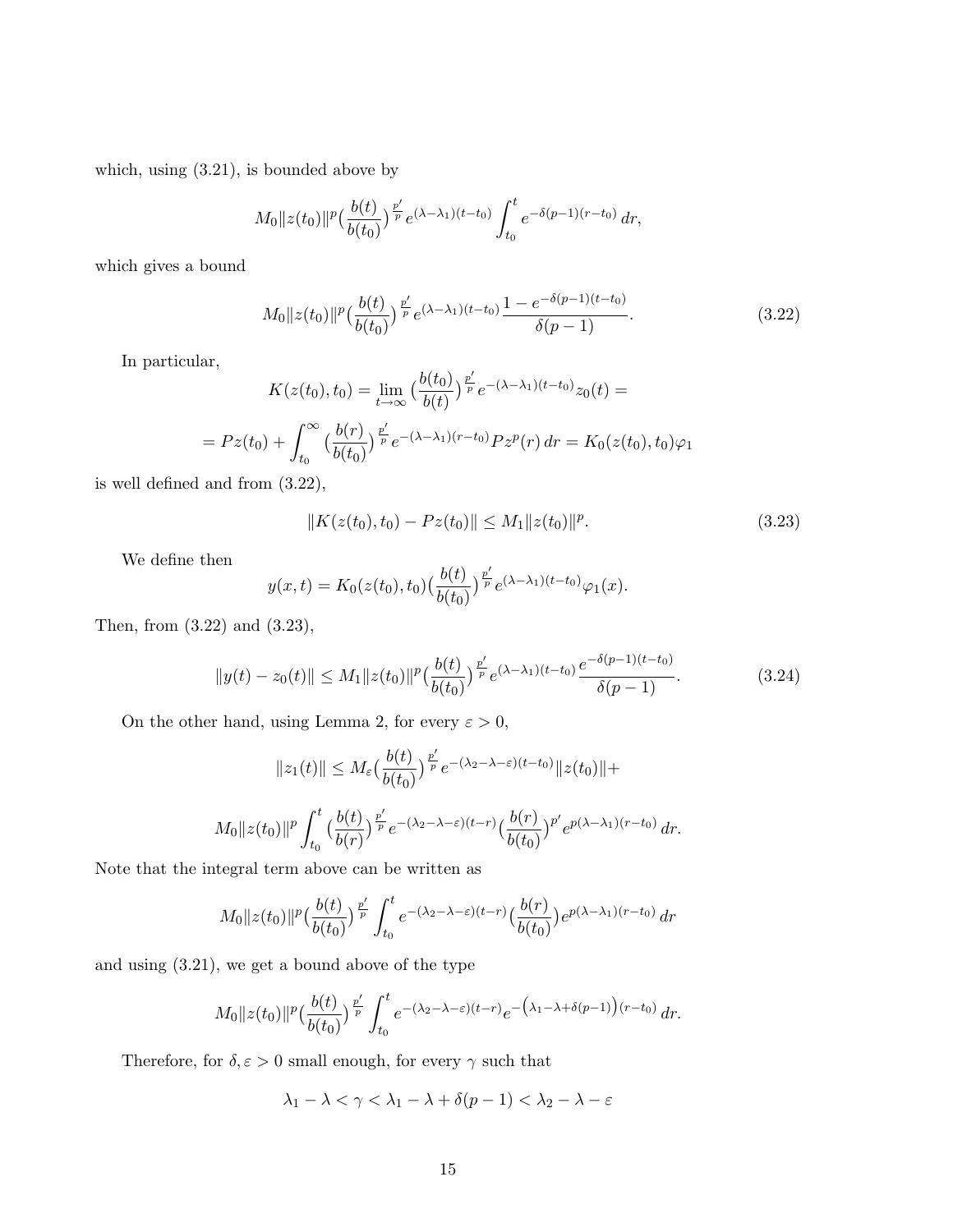which, using (3.21), is bounded above by

$$M_0\|z(t_0)\|^p\big(\frac{b(t)}{b(t_0)}\big)^{\frac{p'}{p}}e^{(\lambda-\lambda_1)(t-t_0)}\int_{t_0}^t e^{-\delta(p-1)(r-t_0)}\,dr,$$

which gives a bound

$$M_0\|z(t_0)\|^p\big(\frac{b(t)}{b(t_0)}\big)^{\frac{p'}{p}}e^{(\lambda-\lambda_1)(t-t_0)}\frac{1-e^{-\delta(p-1)(t-t_0)}}{\delta(p-1)}. \tag{3.22}$$

In particular,

$$K(z(t_0),t_0)=\lim_{t\to\infty}\big(\frac{b(t_0)}{b(t)}\big)^{\frac{p'}{p}}e^{-(\lambda-\lambda_1)(t-t_0)}z_0(t)=$$

$$=Pz(t_0)+\int_{t_0}^\infty\big(\frac{b(r)}{b(t_0)}\big)^{\frac{p'}{p}}e^{-(\lambda-\lambda_1)(r-t_0)}Pz^p(r)\,dr=K_0(z(t_0),t_0)\varphi_1$$

is well defined and from (3.22),

$$\|K(z(t_0),t_0)-Pz(t_0)\|\le M_1\|z(t_0)\|^p. \tag{3.23}$$

We define then

$$y(x,t)=K_0(z(t_0),t_0)\big(\frac{b(t)}{b(t_0)}\big)^{\frac{p'}{p}}e^{(\lambda-\lambda_1)(t-t_0)}\varphi_1(x).$$

Then, from (3.22) and (3.23),

$$\|y(t)-z_0(t)\|\le M_1\|z(t_0)\|^p\big(\frac{b(t)}{b(t_0)}\big)^{\frac{p'}{p}}e^{(\lambda-\lambda_1)(t-t_0)}\frac{e^{-\delta(p-1)(t-t_0)}}{\delta(p-1)}. \tag{3.24}$$

On the other hand, using Lemma 2, for every $\varepsilon>0$,

$$\|z_1(t)\|\le M_\varepsilon\big(\frac{b(t)}{b(t_0)}\big)^{\frac{p'}{p}}e^{-(\lambda_2-\lambda-\varepsilon)(t-t_0)}\|z(t_0)\|+$$

$$M_0\|z(t_0)\|^p\int_{t_0}^t\big(\frac{b(t)}{b(r)}\big)^{\frac{p'}{p}}e^{-(\lambda_2-\lambda-\varepsilon)(t-r)}\big(\frac{b(r)}{b(t_0)}\big)^{p'}e^{p(\lambda-\lambda_1)(r-t_0)}\,dr.$$

Note that the integral term above can be written as

$$M_0\|z(t_0)\|^p\big(\frac{b(t)}{b(t_0)}\big)^{\frac{p'}{p}}\int_{t_0}^t e^{-(\lambda_2-\lambda-\varepsilon)(t-r)}\big(\frac{b(r)}{b(t_0)}\big)e^{p(\lambda-\lambda_1)(r-t_0)}\,dr$$

and using (3.21), we get a bound above of the type

$$M_0\|z(t_0)\|^p\big(\frac{b(t)}{b(t_0)}\big)^{\frac{p'}{p}}\int_{t_0}^t e^{-(\lambda_2-\lambda-\varepsilon)(t-r)}e^{-\big(\lambda_1-\lambda+\delta(p-1)\big)(r-t_0)}\,dr.$$

Therefore, for $\delta,\varepsilon>0$ small enough, for every $\gamma$ such that

$$\lambda_1-\lambda<\gamma<\lambda_1-\lambda+\delta(p-1)<\lambda_2-\lambda-\varepsilon$$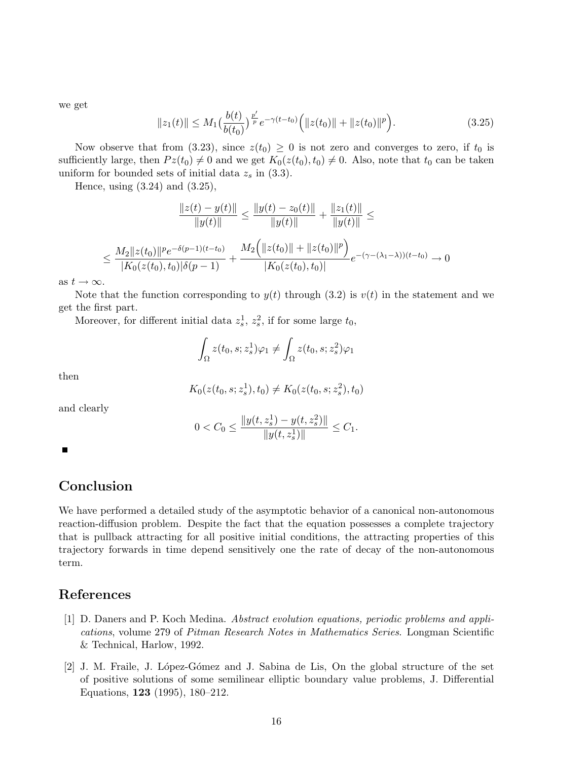we get

$$\|z_1(t)\| \leq M_1\big(\frac{b(t)}{b(t_0)}\big)^{\frac{p'}{p}} e^{-\gamma(t-t_0)}\Big(\|z(t_0)\| + \|z(t_0)\|^p\Big). \tag{3.25}$$

Now observe that from (3.23), since $z(t_0) \geq 0$ is not zero and converges to zero, if $t_0$ is sufficiently large, then $Pz(t_0) \neq 0$ and we get $K_0(z(t_0), t_0) \neq 0$. Also, note that $t_0$ can be taken uniform for bounded sets of initial data $z_s$ in (3.3).

Hence, using (3.24) and (3.25),

$$\frac{\|z(t) - y(t)\|}{\|y(t)\|} \leq \frac{\|y(t) - z_0(t)\|}{\|y(t)\|} + \frac{\|z_1(t)\|}{\|y(t)\|} \leq$$

$$\leq \frac{M_2\|z(t_0)\|^p e^{-\delta(p-1)(t-t_0)}}{|K_0(z(t_0), t_0)|\delta(p-1)} + \frac{M_2\Big(\|z(t_0)\| + \|z(t_0)\|^p\Big)}{|K_0(z(t_0), t_0)|} e^{-(\gamma-(\lambda_1-\lambda))(t-t_0)} \to 0$$

as $t \to \infty$.

Note that the function corresponding to $y(t)$ through (3.2) is $v(t)$ in the statement and we get the first part.

Moreover, for different initial data $z_s^1$, $z_s^2$, if for some large $t_0$,

$$\int_\Omega z(t_0, s; z_s^1)\varphi_1 \neq \int_\Omega z(t_0, s; z_s^2)\varphi_1$$

then

$$K_0(z(t_0, s; z_s^1), t_0) \neq K_0(z(t_0, s; z_s^2), t_0)$$

and clearly

$$0 < C_0 \leq \frac{\|y(t, z_s^1) - y(t, z_s^2)\|}{\|y(t, z_s^1)\|} \leq C_1.$$

■

## Conclusion

We have performed a detailed study of the asymptotic behavior of a canonical non-autonomous reaction-diffusion problem. Despite the fact that the equation possesses a complete trajectory that is pullback attracting for all positive initial conditions, the attracting properties of this trajectory forwards in time depend sensitively one the rate of decay of the non-autonomous term.

## References

[1] D. Daners and P. Koch Medina. *Abstract evolution equations, periodic problems and applications*, volume 279 of *Pitman Research Notes in Mathematics Series*. Longman Scientific & Technical, Harlow, 1992.

[2] J. M. Fraile, J. López-Gómez and J. Sabina de Lis, On the global structure of the set of positive solutions of some semilinear elliptic boundary value problems, J. Differential Equations, **123** (1995), 180–212.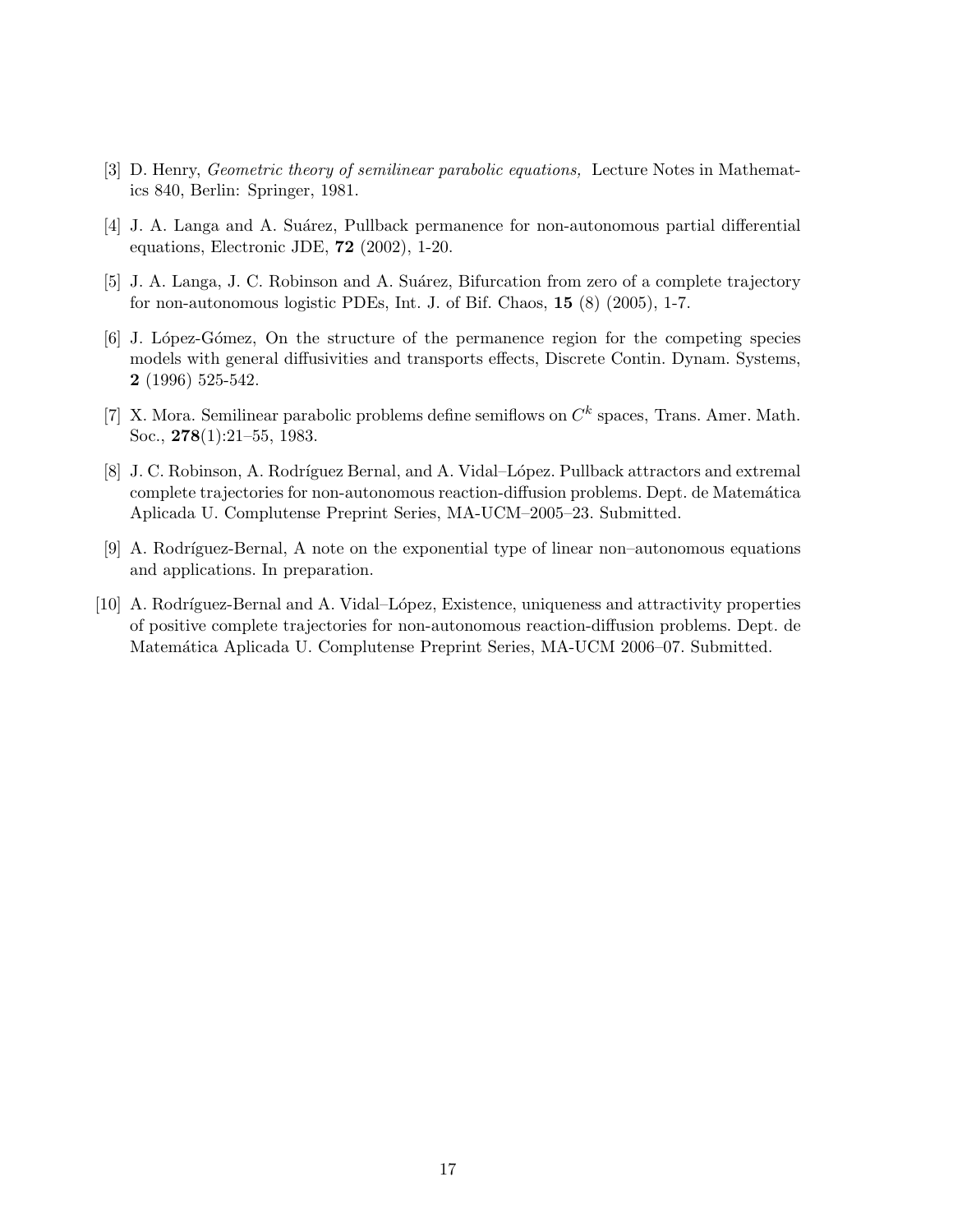[3] D. Henry, *Geometric theory of semilinear parabolic equations,* Lecture Notes in Mathematics 840, Berlin: Springer, 1981.

[4] J. A. Langa and A. Suárez, Pullback permanence for non-autonomous partial differential equations, Electronic JDE, **72** (2002), 1-20.

[5] J. A. Langa, J. C. Robinson and A. Suárez, Bifurcation from zero of a complete trajectory for non-autonomous logistic PDEs, Int. J. of Bif. Chaos, **15** (8) (2005), 1-7.

[6] J. López-Gómez, On the structure of the permanence region for the competing species models with general diffusivities and transports effects, Discrete Contin. Dynam. Systems, **2** (1996) 525-542.

[7] X. Mora. Semilinear parabolic problems define semiflows on $C^k$ spaces, Trans. Amer. Math. Soc., **278**(1):21–55, 1983.

[8] J. C. Robinson, A. Rodríguez Bernal, and A. Vidal–López. Pullback attractors and extremal complete trajectories for non-autonomous reaction-diffusion problems. Dept. de Matemática Aplicada U. Complutense Preprint Series, MA-UCM–2005–23. Submitted.

[9] A. Rodríguez-Bernal, A note on the exponential type of linear non–autonomous equations and applications. In preparation.

[10] A. Rodríguez-Bernal and A. Vidal–López, Existence, uniqueness and attractivity properties of positive complete trajectories for non-autonomous reaction-diffusion problems. Dept. de Matemática Aplicada U. Complutense Preprint Series, MA-UCM 2006–07. Submitted.